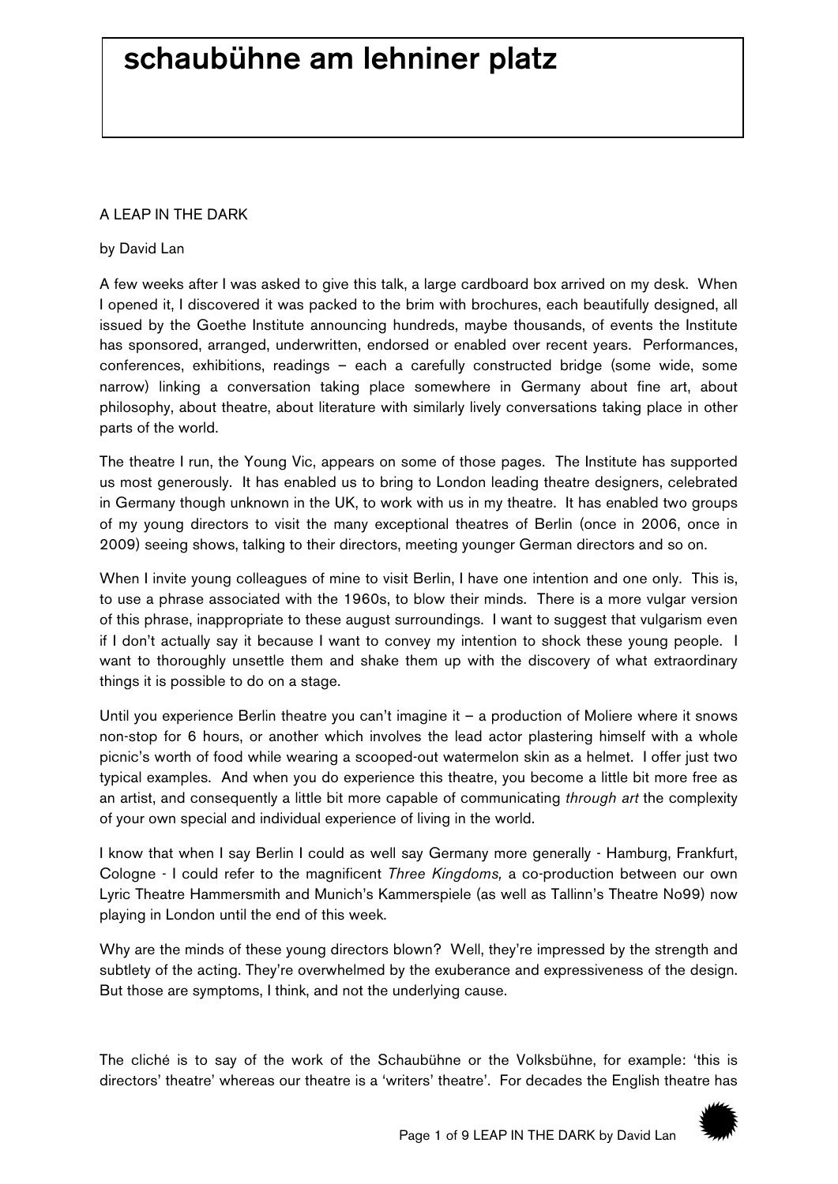# schaubühne am lehniner platz

## A LEAP IN THE DARK

by David Lan

A few weeks after I was asked to give this talk, a large cardboard box arrived on my desk. When I opened it, I discovered it was packed to the brim with brochures, each beautifully designed, all issued by the Goethe Institute announcing hundreds, maybe thousands, of events the Institute has sponsored, arranged, underwritten, endorsed or enabled over recent years. Performances, conferences, exhibitions, readings – each a carefully constructed bridge (some wide, some narrow) linking a conversation taking place somewhere in Germany about fine art, about philosophy, about theatre, about literature with similarly lively conversations taking place in other parts of the world.

The theatre I run, the Young Vic, appears on some of those pages. The Institute has supported us most generously. It has enabled us to bring to London leading theatre designers, celebrated in Germany though unknown in the UK, to work with us in my theatre. It has enabled two groups of my young directors to visit the many exceptional theatres of Berlin (once in 2006, once in 2009) seeing shows, talking to their directors, meeting younger German directors and so on.

When I invite young colleagues of mine to visit Berlin, I have one intention and one only. This is, to use a phrase associated with the 1960s, to blow their minds. There is a more vulgar version of this phrase, inappropriate to these august surroundings. I want to suggest that vulgarism even if I don't actually say it because I want to convey my intention to shock these young people. I want to thoroughly unsettle them and shake them up with the discovery of what extraordinary things it is possible to do on a stage.

Until you experience Berlin theatre you can't imagine it – a production of Moliere where it snows non-stop for 6 hours, or another which involves the lead actor plastering himself with a whole picnic's worth of food while wearing a scooped-out watermelon skin as a helmet. I offer just two typical examples. And when you do experience this theatre, you become a little bit more free as an artist, and consequently a little bit more capable of communicating *through art* the complexity of your own special and individual experience of living in the world.

I know that when I say Berlin I could as well say Germany more generally - Hamburg, Frankfurt, Cologne - I could refer to the magnificent *Three Kingdoms,* a co-production between our own Lyric Theatre Hammersmith and Munich's Kammerspiele (as well as Tallinn's Theatre No99) now playing in London until the end of this week.

Why are the minds of these young directors blown? Well, they're impressed by the strength and subtlety of the acting. They're overwhelmed by the exuberance and expressiveness of the design. But those are symptoms, I think, and not the underlying cause.

The cliché is to say of the work of the Schaubühne or the Volksbühne, for example: 'this is directors' theatre' whereas our theatre is a 'writers' theatre'. For decades the English theatre has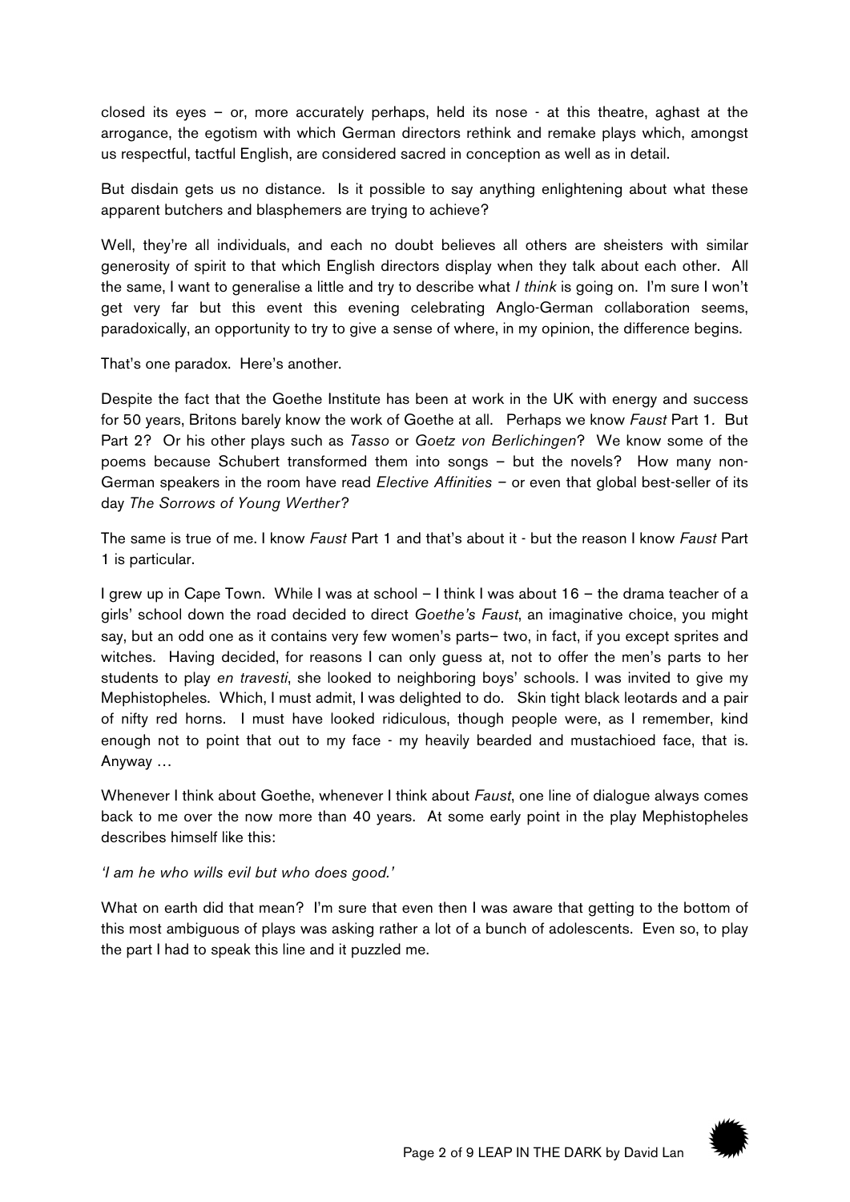closed its eyes – or, more accurately perhaps, held its nose - at this theatre, aghast at the arrogance, the egotism with which German directors rethink and remake plays which, amongst us respectful, tactful English, are considered sacred in conception as well as in detail.

But disdain gets us no distance. Is it possible to say anything enlightening about what these apparent butchers and blasphemers are trying to achieve?

Well, they're all individuals, and each no doubt believes all others are sheisters with similar generosity of spirit to that which English directors display when they talk about each other. All the same, I want to generalise a little and try to describe what *I think* is going on. I'm sure I won't get very far but this event this evening celebrating Anglo-German collaboration seems, paradoxically, an opportunity to try to give a sense of where, in my opinion, the difference begins.

That's one paradox. Here's another.

Despite the fact that the Goethe Institute has been at work in the UK with energy and success for 50 years, Britons barely know the work of Goethe at all. Perhaps we know *Faust* Part 1. But Part 2? Or his other plays such as *Tasso* or *Goetz von Berlichingen*? We know some of the poems because Schubert transformed them into songs – but the novels? How many non-German speakers in the room have read *Elective Affinities* – or even that global best-seller of its day *The Sorrows of Young Werther*?

The same is true of me. I know *Faust* Part 1 and that's about it - but the reason I know *Faust* Part 1 is particular.

I grew up in Cape Town. While I was at school – I think I was about 16 – the drama teacher of a girls' school down the road decided to direct *Goethe's Faust*, an imaginative choice, you might say, but an odd one as it contains very few women's parts– two, in fact, if you except sprites and witches. Having decided, for reasons I can only guess at, not to offer the men's parts to her students to play *en travesti*, she looked to neighboring boys' schools. I was invited to give my Mephistopheles. Which, I must admit, I was delighted to do. Skin tight black leotards and a pair of nifty red horns. I must have looked ridiculous, though people were, as I remember, kind enough not to point that out to my face - my heavily bearded and mustachioed face, that is. Anyway …

Whenever I think about Goethe, whenever I think about *Faust*, one line of dialogue always comes back to me over the now more than 40 years. At some early point in the play Mephistopheles describes himself like this:

*'I am he who wills evil but who does good.'*

What on earth did that mean? I'm sure that even then I was aware that getting to the bottom of this most ambiguous of plays was asking rather a lot of a bunch of adolescents. Even so, to play the part I had to speak this line and it puzzled me.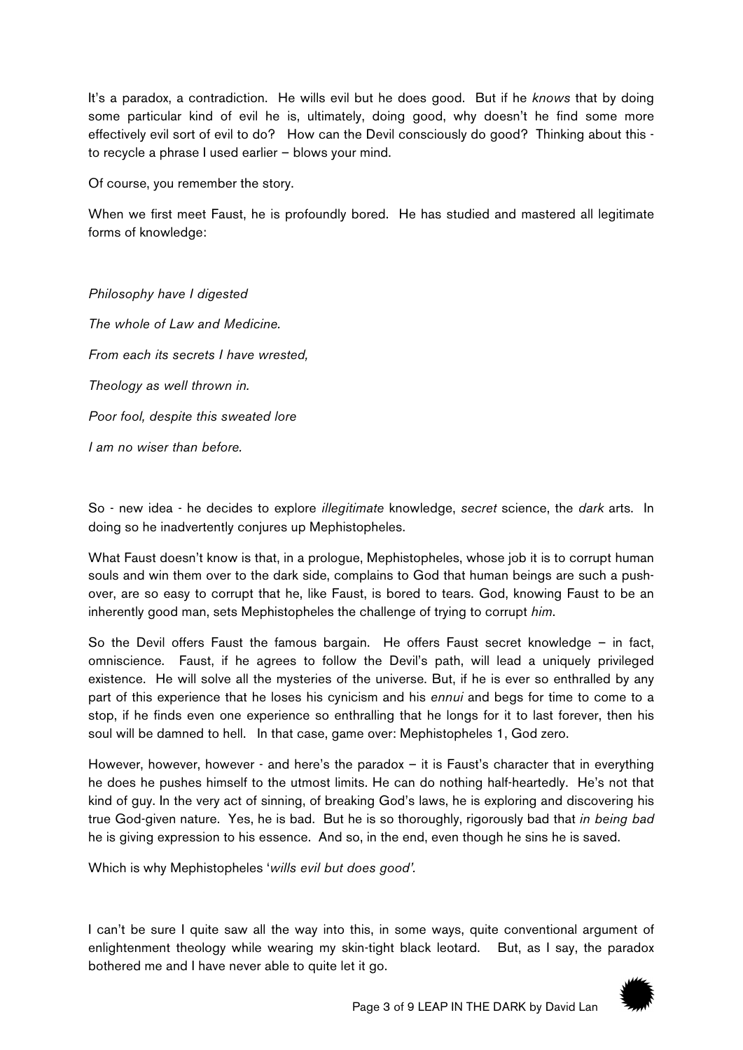It's a paradox, a contradiction. He wills evil but he does good. But if he *knows* that by doing some particular kind of evil he is, ultimately, doing good, why doesn't he find some more effectively evil sort of evil to do? How can the Devil consciously do good? Thinking about this - to recycle a phrase I used earlier – blows your mind.

Of course, you remember the story.

When we first meet Faust, he is profoundly bored. He has studied and mastered all legitimate forms of knowledge:

*Philosophy have I digested*

*The whole of Law and Medicine.*

*From each its secrets I have wrested,*

*Theology as well thrown in.*

*Poor fool, despite this sweated lore*

*I am no wiser than before.*

So - new idea - he decides to explore *illegitimate* knowledge, *secret* science, the *dark* arts. In doing so he inadvertently conjures up Mephistopheles.

What Faust doesn't know is that, in a prologue, Mephistopheles, whose job it is to corrupt human souls and win them over to the dark side, complains to God that human beings are such a push-over, are so easy to corrupt that he, like Faust, is bored to tears. God, knowing Faust to be an inherently good man, sets Mephistopheles the challenge of trying to corrupt *him*.

So the Devil offers Faust the famous bargain. He offers Faust secret knowledge – in fact, omniscience. Faust, if he agrees to follow the Devil's path, will lead a uniquely privileged existence. He will solve all the mysteries of the universe. But, if he is ever so enthralled by any part of this experience that he loses his cynicism and his *ennui* and begs for time to come to a stop, if he finds even one experience so enthralling that he longs for it to last forever, then his soul will be damned to hell. In that case, game over: Mephistopheles 1, God zero.

However, however, however - and here's the paradox – it is Faust's character that in everything he does he pushes himself to the utmost limits. He can do nothing half-heartedly. He's not that kind of guy. In the very act of sinning, of breaking God's laws, he is exploring and discovering his true God-given nature. Yes, he is bad. But he is so thoroughly, rigorously bad that *in being bad* he is giving expression to his essence. And so, in the end, even though he sins he is saved.

Which is why Mephistopheles '*wills evil but does good'.*

I can't be sure I quite saw all the way into this, in some ways, quite conventional argument of enlightenment theology while wearing my skin-tight black leotard. But, as I say, the paradox bothered me and I have never able to quite let it go.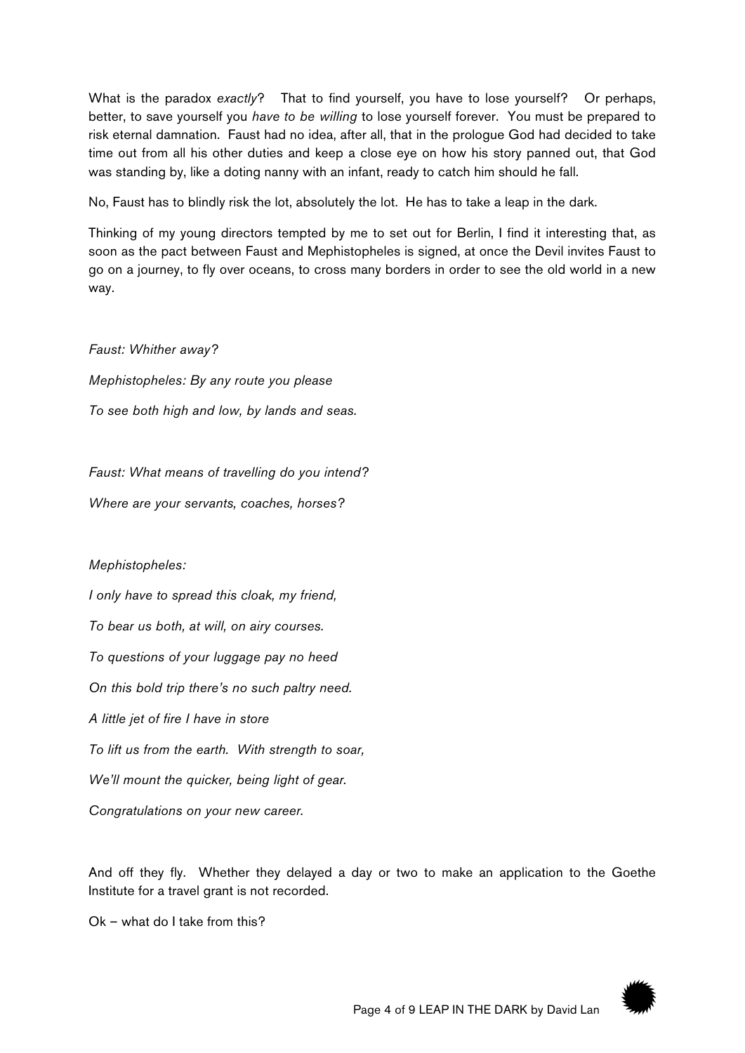What is the paradox *exactly*? That to find yourself, you have to lose yourself? Or perhaps, better, to save yourself you *have to be willing* to lose yourself forever. You must be prepared to risk eternal damnation. Faust had no idea, after all, that in the prologue God had decided to take time out from all his other duties and keep a close eye on how his story panned out, that God was standing by, like a doting nanny with an infant, ready to catch him should he fall.

No, Faust has to blindly risk the lot, absolutely the lot. He has to take a leap in the dark.

Thinking of my young directors tempted by me to set out for Berlin, I find it interesting that, as soon as the pact between Faust and Mephistopheles is signed, at once the Devil invites Faust to go on a journey, to fly over oceans, to cross many borders in order to see the old world in a new way.

*Faust: Whither away?*

*Mephistopheles: By any route you please*

*To see both high and low, by lands and seas.*

*Faust: What means of travelling do you intend?*

*Where are your servants, coaches, horses?*

*Mephistopheles:*

*I only have to spread this cloak, my friend,*

*To bear us both, at will, on airy courses.*

*To questions of your luggage pay no heed*

*On this bold trip there's no such paltry need.*

*A little jet of fire I have in store*

*To lift us from the earth. With strength to soar,*

*We'll mount the quicker, being light of gear.*

*Congratulations on your new career.*

And off they fly. Whether they delayed a day or two to make an application to the Goethe Institute for a travel grant is not recorded.

Ok – what do I take from this?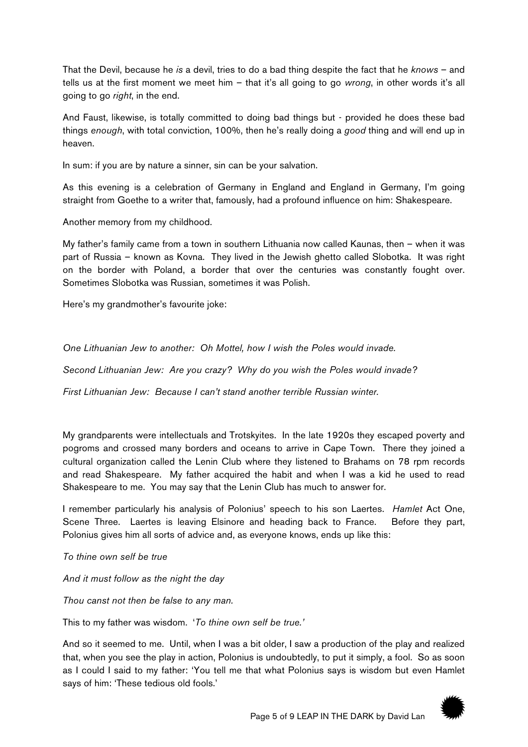That the Devil, because he *is* a devil, tries to do a bad thing despite the fact that he *knows* – and tells us at the first moment we meet him – that it's all going to go *wrong*, in other words it's all going to go *right*, in the end.

And Faust, likewise, is totally committed to doing bad things but - provided he does these bad things *enough*, with total conviction, 100%, then he's really doing a *good* thing and will end up in heaven.

In sum: if you are by nature a sinner, sin can be your salvation.

As this evening is a celebration of Germany in England and England in Germany, I'm going straight from Goethe to a writer that, famously, had a profound influence on him: Shakespeare.

Another memory from my childhood.

My father's family came from a town in southern Lithuania now called Kaunas, then – when it was part of Russia – known as Kovna. They lived in the Jewish ghetto called Slobotka. It was right on the border with Poland, a border that over the centuries was constantly fought over. Sometimes Slobotka was Russian, sometimes it was Polish.

Here's my grandmother's favourite joke:

*One Lithuanian Jew to another: Oh Mottel, how I wish the Poles would invade.*

*Second Lithuanian Jew: Are you crazy? Why do you wish the Poles would invade?*

*First Lithuanian Jew: Because I can't stand another terrible Russian winter.*

My grandparents were intellectuals and Trotskyites. In the late 1920s they escaped poverty and pogroms and crossed many borders and oceans to arrive in Cape Town. There they joined a cultural organization called the Lenin Club where they listened to Brahams on 78 rpm records and read Shakespeare. My father acquired the habit and when I was a kid he used to read Shakespeare to me. You may say that the Lenin Club has much to answer for.

I remember particularly his analysis of Polonius' speech to his son Laertes. *Hamlet* Act One, Scene Three. Laertes is leaving Elsinore and heading back to France. Before they part, Polonius gives him all sorts of advice and, as everyone knows, ends up like this:

*To thine own self be true*

*And it must follow as the night the day*

*Thou canst not then be false to any man.*

This to my father was wisdom. '*To thine own self be true.'*

And so it seemed to me. Until, when I was a bit older, I saw a production of the play and realized that, when you see the play in action, Polonius is undoubtedly, to put it simply, a fool. So as soon as I could I said to my father: 'You tell me that what Polonius says is wisdom but even Hamlet says of him: 'These tedious old fools.'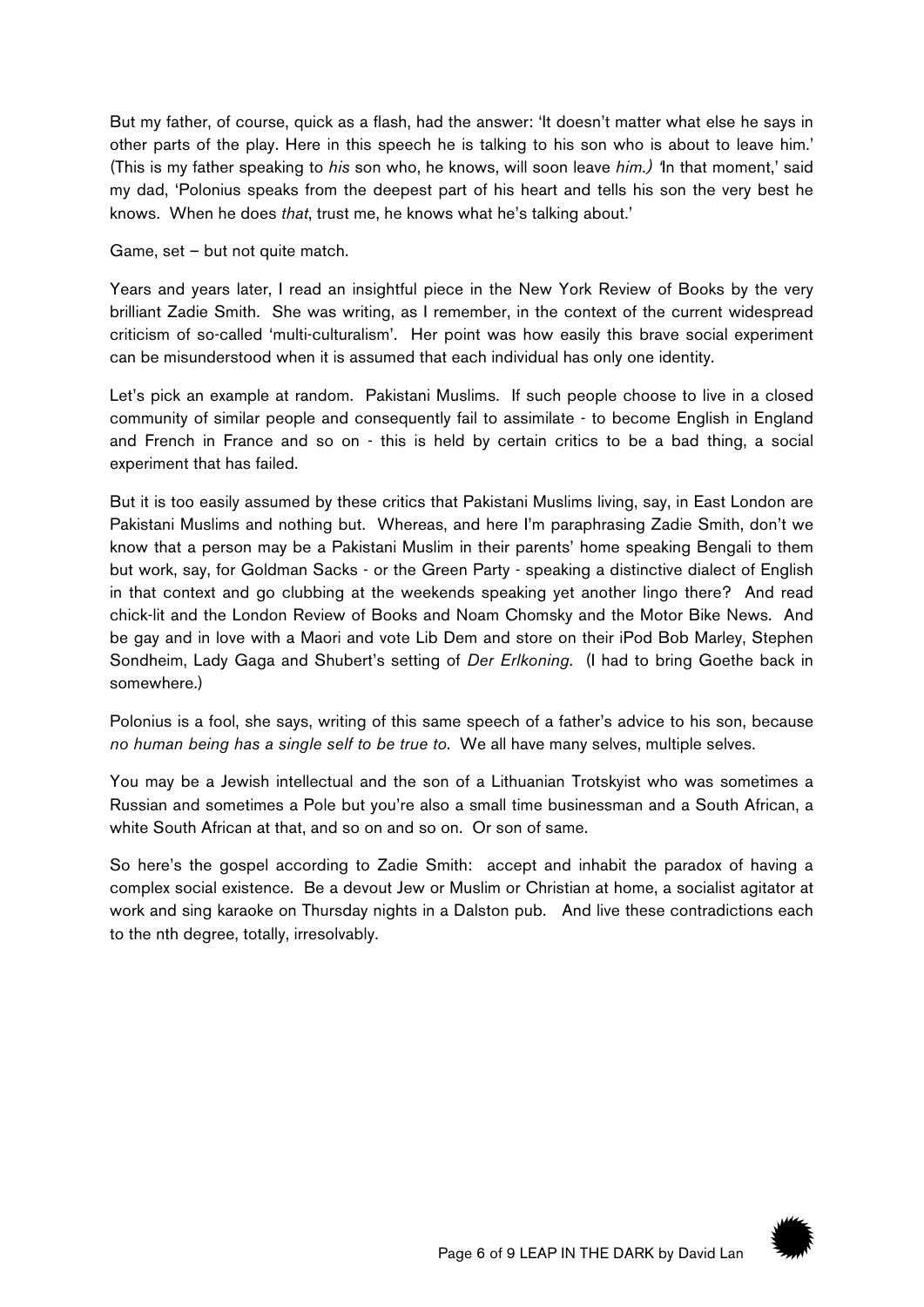But my father, of course, quick as a flash, had the answer: 'It doesn't matter what else he says in other parts of the play. Here in this speech he is talking to his son who is about to leave him.' (This is my father speaking to *his* son who, he knows, will soon leave *him.)* 'In that moment,' said my dad, 'Polonius speaks from the deepest part of his heart and tells his son the very best he knows. When he does *that*, trust me, he knows what he's talking about.'

Game, set – but not quite match.

Years and years later, I read an insightful piece in the New York Review of Books by the very brilliant Zadie Smith. She was writing, as I remember, in the context of the current widespread criticism of so-called 'multi-culturalism'. Her point was how easily this brave social experiment can be misunderstood when it is assumed that each individual has only one identity.

Let's pick an example at random. Pakistani Muslims. If such people choose to live in a closed community of similar people and consequently fail to assimilate - to become English in England and French in France and so on - this is held by certain critics to be a bad thing, a social experiment that has failed.

But it is too easily assumed by these critics that Pakistani Muslims living, say, in East London are Pakistani Muslims and nothing but. Whereas, and here I'm paraphrasing Zadie Smith, don't we know that a person may be a Pakistani Muslim in their parents' home speaking Bengali to them but work, say, for Goldman Sacks - or the Green Party - speaking a distinctive dialect of English in that context and go clubbing at the weekends speaking yet another lingo there? And read chick-lit and the London Review of Books and Noam Chomsky and the Motor Bike News. And be gay and in love with a Maori and vote Lib Dem and store on their iPod Bob Marley, Stephen Sondheim, Lady Gaga and Shubert's setting of *Der Erlkoning*. (I had to bring Goethe back in somewhere.)

Polonius is a fool, she says, writing of this same speech of a father's advice to his son, because *no human being has a single self to be true to*. We all have many selves, multiple selves.

You may be a Jewish intellectual and the son of a Lithuanian Trotskyist who was sometimes a Russian and sometimes a Pole but you're also a small time businessman and a South African, a white South African at that, and so on and so on. Or son of same.

So here's the gospel according to Zadie Smith: accept and inhabit the paradox of having a complex social existence. Be a devout Jew or Muslim or Christian at home, a socialist agitator at work and sing karaoke on Thursday nights in a Dalston pub. And live these contradictions each to the nth degree, totally, irresolvably.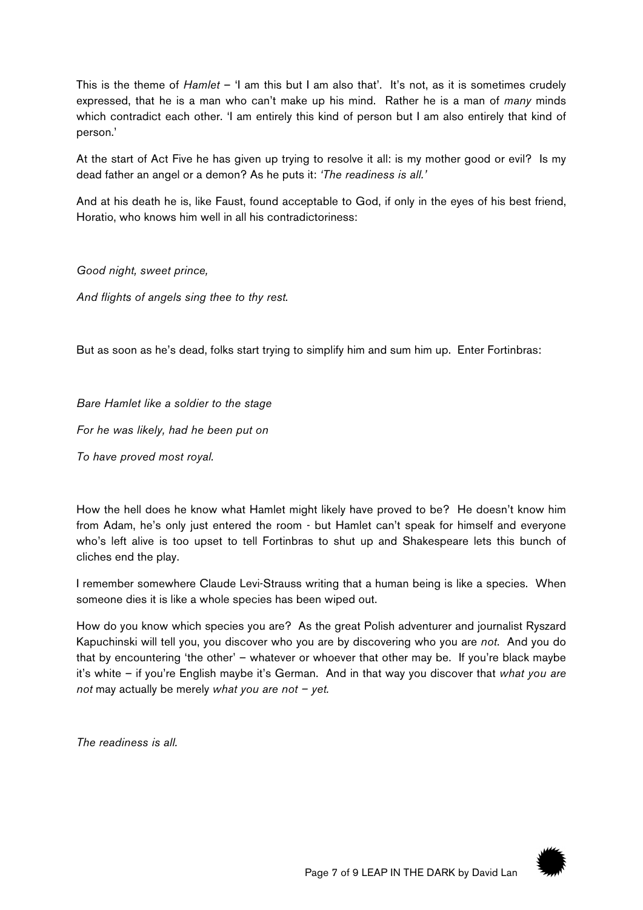This is the theme of *Hamlet* – 'I am this but I am also that'. It's not, as it is sometimes crudely expressed, that he is a man who can't make up his mind. Rather he is a man of *many* minds which contradict each other. 'I am entirely this kind of person but I am also entirely that kind of person.'

At the start of Act Five he has given up trying to resolve it all: is my mother good or evil? Is my dead father an angel or a demon? As he puts it: *'The readiness is all.'*

And at his death he is, like Faust, found acceptable to God, if only in the eyes of his best friend, Horatio, who knows him well in all his contradictoriness:

*Good night, sweet prince,*

*And flights of angels sing thee to thy rest.*

But as soon as he's dead, folks start trying to simplify him and sum him up. Enter Fortinbras:

*Bare Hamlet like a soldier to the stage*

*For he was likely, had he been put on*

*To have proved most royal.*

How the hell does he know what Hamlet might likely have proved to be? He doesn't know him from Adam, he's only just entered the room - but Hamlet can't speak for himself and everyone who's left alive is too upset to tell Fortinbras to shut up and Shakespeare lets this bunch of cliches end the play.

I remember somewhere Claude Levi-Strauss writing that a human being is like a species. When someone dies it is like a whole species has been wiped out.

How do you know which species you are? As the great Polish adventurer and journalist Ryszard Kapuchinski will tell you, you discover who you are by discovering who you are *not*. And you do that by encountering 'the other' – whatever or whoever that other may be. If you're black maybe it's white – if you're English maybe it's German. And in that way you discover that *what you are not* may actually be merely *what you are not – yet.*

*The readiness is all.*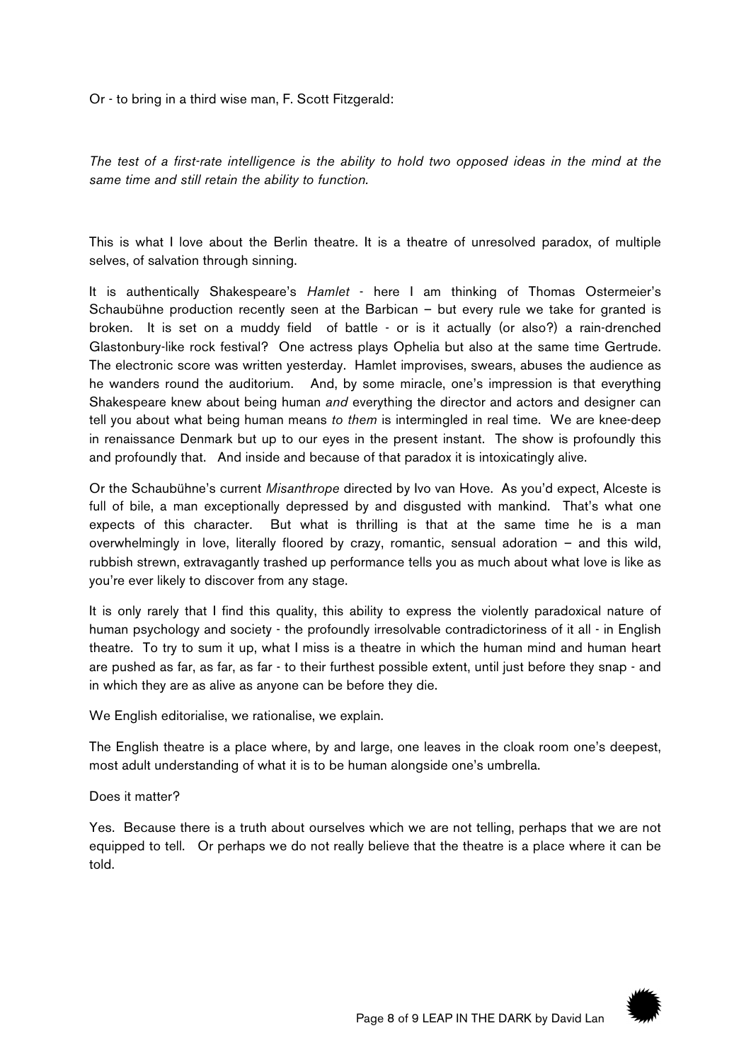Or - to bring in a third wise man, F. Scott Fitzgerald:

*The test of a first-rate intelligence is the ability to hold two opposed ideas in the mind at the same time and still retain the ability to function.*

This is what I love about the Berlin theatre. It is a theatre of unresolved paradox, of multiple selves, of salvation through sinning.

It is authentically Shakespeare's *Hamlet* - here I am thinking of Thomas Ostermeier's Schaubühne production recently seen at the Barbican – but every rule we take for granted is broken. It is set on a muddy field of battle - or is it actually (or also?) a rain-drenched Glastonbury-like rock festival? One actress plays Ophelia but also at the same time Gertrude. The electronic score was written yesterday. Hamlet improvises, swears, abuses the audience as he wanders round the auditorium. And, by some miracle, one's impression is that everything Shakespeare knew about being human *and* everything the director and actors and designer can tell you about what being human means *to them* is intermingled in real time. We are knee-deep in renaissance Denmark but up to our eyes in the present instant. The show is profoundly this and profoundly that. And inside and because of that paradox it is intoxicatingly alive.

Or the Schaubühne's current *Misanthrope* directed by Ivo van Hove. As you'd expect, Alceste is full of bile, a man exceptionally depressed by and disgusted with mankind. That's what one expects of this character. But what is thrilling is that at the same time he is a man overwhelmingly in love, literally floored by crazy, romantic, sensual adoration – and this wild, rubbish strewn, extravagantly trashed up performance tells you as much about what love is like as you're ever likely to discover from any stage.

It is only rarely that I find this quality, this ability to express the violently paradoxical nature of human psychology and society - the profoundly irresolvable contradictoriness of it all - in English theatre. To try to sum it up, what I miss is a theatre in which the human mind and human heart are pushed as far, as far, as far - to their furthest possible extent, until just before they snap - and in which they are as alive as anyone can be before they die.

We English editorialise, we rationalise, we explain.

The English theatre is a place where, by and large, one leaves in the cloak room one's deepest, most adult understanding of what it is to be human alongside one's umbrella.

Does it matter?

Yes. Because there is a truth about ourselves which we are not telling, perhaps that we are not equipped to tell. Or perhaps we do not really believe that the theatre is a place where it can be told.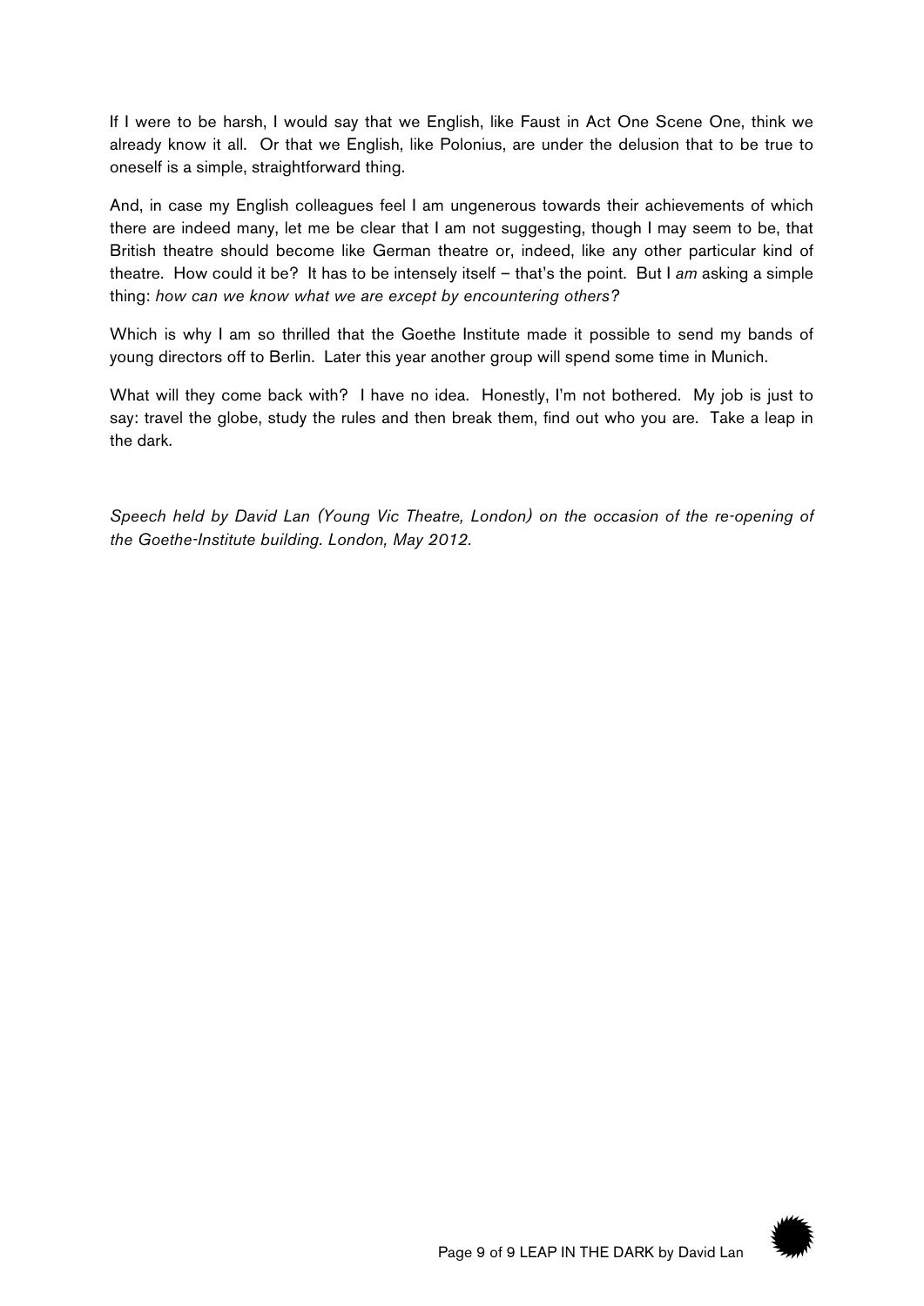If I were to be harsh, I would say that we English, like Faust in Act One Scene One, think we already know it all. Or that we English, like Polonius, are under the delusion that to be true to oneself is a simple, straightforward thing.

And, in case my English colleagues feel I am ungenerous towards their achievements of which there are indeed many, let me be clear that I am not suggesting, though I may seem to be, that British theatre should become like German theatre or, indeed, like any other particular kind of theatre. How could it be? It has to be intensely itself – that's the point. But I *am* asking a simple thing: *how can we know what we are except by encountering others?*

Which is why I am so thrilled that the Goethe Institute made it possible to send my bands of young directors off to Berlin. Later this year another group will spend some time in Munich.

What will they come back with? I have no idea. Honestly, I'm not bothered. My job is just to say: travel the globe, study the rules and then break them, find out who you are. Take a leap in the dark.

*Speech held by David Lan (Young Vic Theatre, London) on the occasion of the re-opening of the Goethe-Institute building. London, May 2012.*